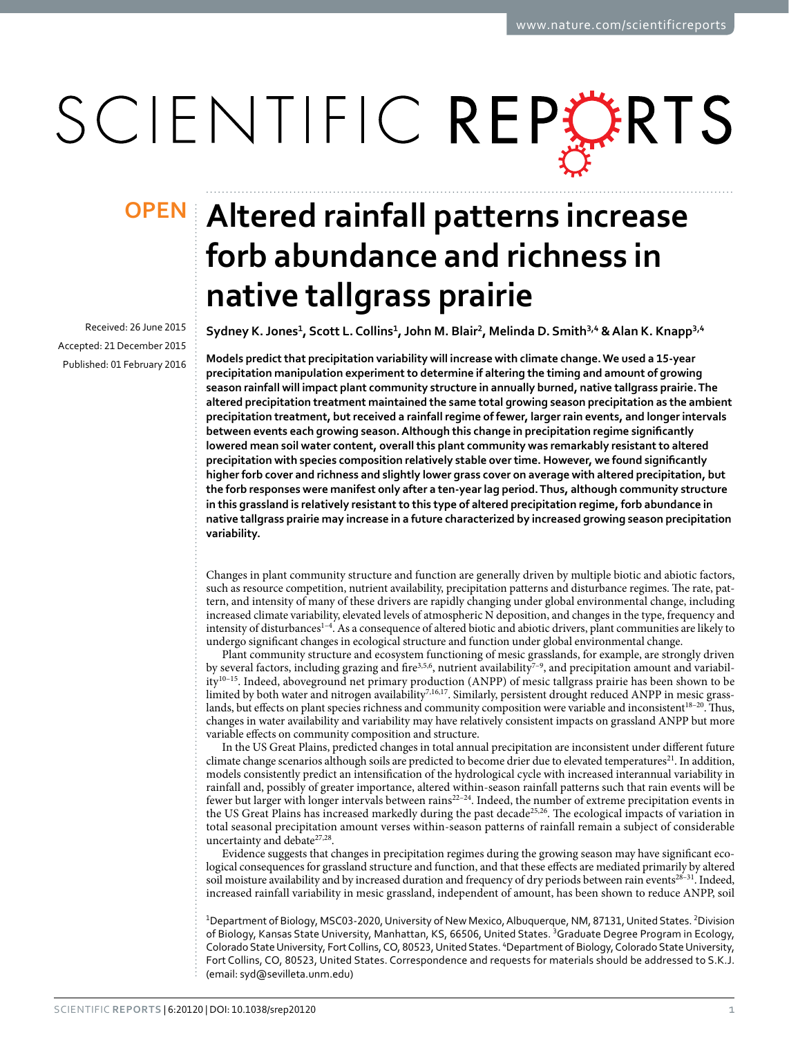OPEN

# Altered rainfall patterns increase forb abundance and richness in native tallgrass prairie

Received: 26 June 2015
Accepted: 21 December 2015
Published: 01 February 2016

Sydney K. Jones[1], Scott L. Collins[1], John M. Blair[2], Melinda D. Smith[3,4] & Alan K. Knapp[3,4]

**Models predict that precipitation variability will increase with climate change. We used a 15-year precipitation manipulation experiment to determine if altering the timing and amount of growing season rainfall will impact plant community structure in annually burned, native tallgrass prairie. The altered precipitation treatment maintained the same total growing season precipitation as the ambient precipitation treatment, but received a rainfall regime of fewer, larger rain events, and longer intervals between events each growing season. Although this change in precipitation regime significantly lowered mean soil water content, overall this plant community was remarkably resistant to altered precipitation with species composition relatively stable over time. However, we found significantly higher forb cover and richness and slightly lower grass cover on average with altered precipitation, but the forb responses were manifest only after a ten-year lag period. Thus, although community structure in this grassland is relatively resistant to this type of altered precipitation regime, forb abundance in native tallgrass prairie may increase in a future characterized by increased growing season precipitation variability.**

Changes in plant community structure and function are generally driven by multiple biotic and abiotic factors, such as resource competition, nutrient availability, precipitation patterns and disturbance regimes. The rate, pattern, and intensity of many of these drivers are rapidly changing under global environmental change, including increased climate variability, elevated levels of atmospheric N deposition, and changes in the type, frequency and intensity of disturbances[1–4]. As a consequence of altered biotic and abiotic drivers, plant communities are likely to undergo significant changes in ecological structure and function under global environmental change.

Plant community structure and ecosystem functioning of mesic grasslands, for example, are strongly driven by several factors, including grazing and fire[3,5,6], nutrient availability[7–9], and precipitation amount and variability[10–15]. Indeed, aboveground net primary production (ANPP) of mesic tallgrass prairie has been shown to be limited by both water and nitrogen availability[7,16,17]. Similarly, persistent drought reduced ANPP in mesic grasslands, but effects on plant species richness and community composition were variable and inconsistent[18–20]. Thus, changes in water availability and variability may have relatively consistent impacts on grassland ANPP but more variable effects on community composition and structure.

In the US Great Plains, predicted changes in total annual precipitation are inconsistent under different future climate change scenarios although soils are predicted to become drier due to elevated temperatures[21]. In addition, models consistently predict an intensification of the hydrological cycle with increased interannual variability in rainfall and, possibly of greater importance, altered within-season rainfall patterns such that rain events will be fewer but larger with longer intervals between rains[22–24]. Indeed, the number of extreme precipitation events in the US Great Plains has increased markedly during the past decade[25,26]. The ecological impacts of variation in total seasonal precipitation amount verses within-season patterns of rainfall remain a subject of considerable uncertainty and debate[27,28].

Evidence suggests that changes in precipitation regimes during the growing season may have significant ecological consequences for grassland structure and function, and that these effects are mediated primarily by altered soil moisture availability and by increased duration and frequency of dry periods between rain events[28–31]. Indeed, increased rainfall variability in mesic grassland, independent of amount, has been shown to reduce ANPP, soil

[1]Department of Biology, MSC03-2020, University of New Mexico, Albuquerque, NM, 87131, United States. [2]Division of Biology, Kansas State University, Manhattan, KS, 66506, United States. [3]Graduate Degree Program in Ecology, Colorado State University, Fort Collins, CO, 80523, United States. [4]Department of Biology, Colorado State University, Fort Collins, CO, 80523, United States. Correspondence and requests for materials should be addressed to S.K.J. (email: syd@sevilleta.unm.edu)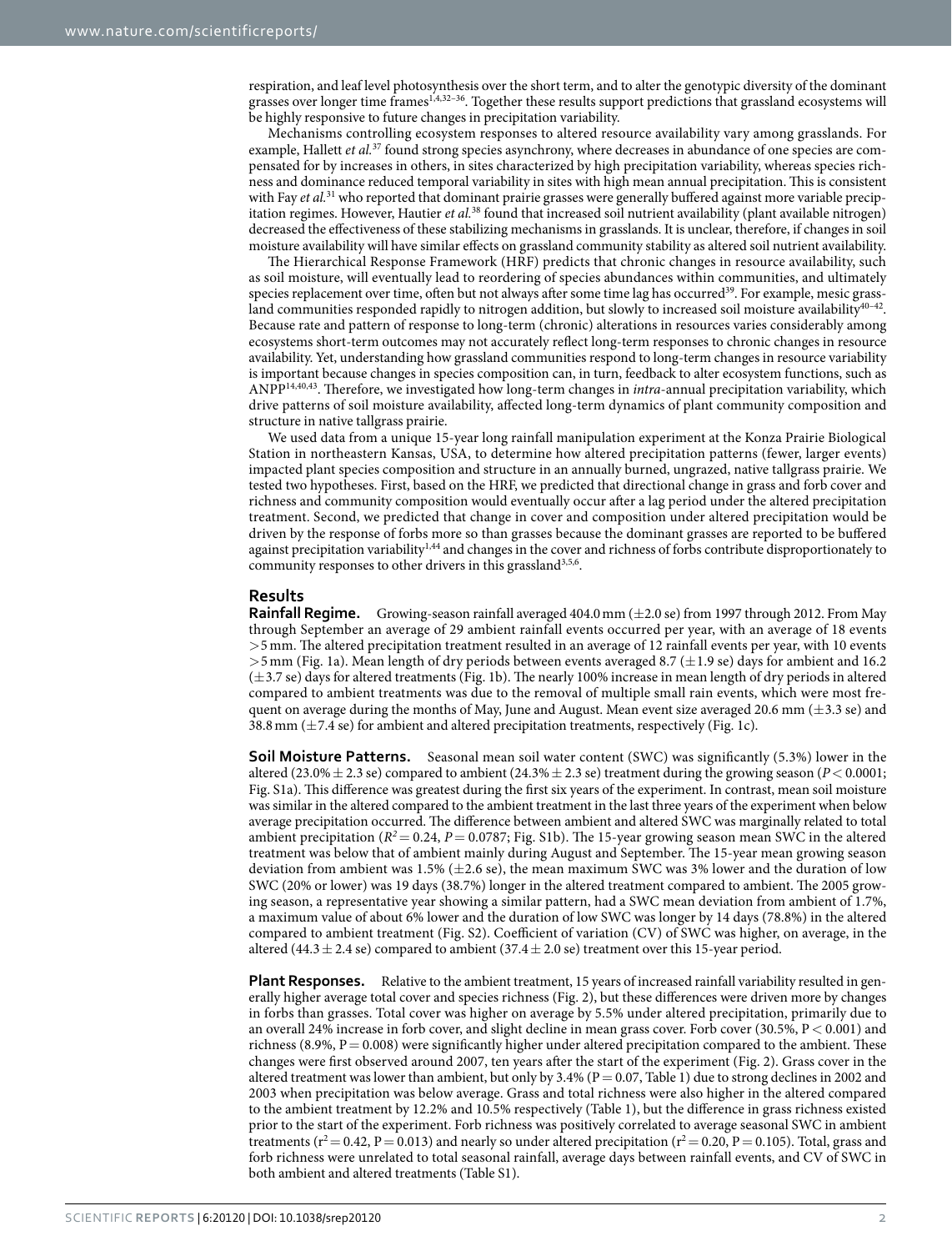respiration, and leaf level photosynthesis over the short term, and to alter the genotypic diversity of the dominant grasses over longer time frames[1,4,32–36]. Together these results support predictions that grassland ecosystems will be highly responsive to future changes in precipitation variability.

Mechanisms controlling ecosystem responses to altered resource availability vary among grasslands. For example, Hallett *et al.*[37] found strong species asynchrony, where decreases in abundance of one species are compensated for by increases in others, in sites characterized by high precipitation variability, whereas species richness and dominance reduced temporal variability in sites with high mean annual precipitation. This is consistent with Fay *et al.*[31] who reported that dominant prairie grasses were generally buffered against more variable precipitation regimes. However, Hautier *et al.*[38] found that increased soil nutrient availability (plant available nitrogen) decreased the effectiveness of these stabilizing mechanisms in grasslands. It is unclear, therefore, if changes in soil moisture availability will have similar effects on grassland community stability as altered soil nutrient availability.

The Hierarchical Response Framework (HRF) predicts that chronic changes in resource availability, such as soil moisture, will eventually lead to reordering of species abundances within communities, and ultimately species replacement over time, often but not always after some time lag has occurred[39]. For example, mesic grassland communities responded rapidly to nitrogen addition, but slowly to increased soil moisture availability[40–42]. Because rate and pattern of response to long-term (chronic) alterations in resources varies considerably among ecosystems short-term outcomes may not accurately reflect long-term responses to chronic changes in resource availability. Yet, understanding how grassland communities respond to long-term changes in resource variability is important because changes in species composition can, in turn, feedback to alter ecosystem functions, such as ANPP[14,40,43]. Therefore, we investigated how long-term changes in *intra*-annual precipitation variability, which drive patterns of soil moisture availability, affected long-term dynamics of plant community composition and structure in native tallgrass prairie.

We used data from a unique 15-year long rainfall manipulation experiment at the Konza Prairie Biological Station in northeastern Kansas, USA, to determine how altered precipitation patterns (fewer, larger events) impacted plant species composition and structure in an annually burned, ungrazed, native tallgrass prairie. We tested two hypotheses. First, based on the HRF, we predicted that directional change in grass and forb cover and richness and community composition would eventually occur after a lag period under the altered precipitation treatment. Second, we predicted that change in cover and composition under altered precipitation would be driven by the response of forbs more so than grasses because the dominant grasses are reported to be buffered against precipitation variability[1,44] and changes in the cover and richness of forbs contribute disproportionately to community responses to other drivers in this grassland[3,5,6].

## Results

**Rainfall Regime.** Growing-season rainfall averaged 404.0 mm (±2.0 se) from 1997 through 2012. From May through September an average of 29 ambient rainfall events occurred per year, with an average of 18 events >5 mm. The altered precipitation treatment resulted in an average of 12 rainfall events per year, with 10 events >5 mm (Fig. 1a). Mean length of dry periods between events averaged 8.7 (±1.9 se) days for ambient and 16.2 (±3.7 se) days for altered treatments (Fig. 1b). The nearly 100% increase in mean length of dry periods in altered compared to ambient treatments was due to the removal of multiple small rain events, which were most frequent on average during the months of May, June and August. Mean event size averaged 20.6 mm (±3.3 se) and 38.8 mm (±7.4 se) for ambient and altered precipitation treatments, respectively (Fig. 1c).

**Soil Moisture Patterns.** Seasonal mean soil water content (SWC) was significantly (5.3%) lower in the altered (23.0% ± 2.3 se) compared to ambient (24.3% ± 2.3 se) treatment during the growing season ($P < 0.0001$; Fig. S1a). This difference was greatest during the first six years of the experiment. In contrast, mean soil moisture was similar in the altered compared to the ambient treatment in the last three years of the experiment when below average precipitation occurred. The difference between ambient and altered SWC was marginally related to total ambient precipitation ($R^2 = 0.24$, $P = 0.0787$; Fig. S1b). The 15-year growing season mean SWC in the altered treatment was below that of ambient mainly during August and September. The 15-year mean growing season deviation from ambient was 1.5% (±2.6 se), the mean maximum SWC was 3% lower and the duration of low SWC (20% or lower) was 19 days (38.7%) longer in the altered treatment compared to ambient. The 2005 growing season, a representative year showing a similar pattern, had a SWC mean deviation from ambient of 1.7%, a maximum value of about 6% lower and the duration of low SWC was longer by 14 days (78.8%) in the altered compared to ambient treatment (Fig. S2). Coefficient of variation (CV) of SWC was higher, on average, in the altered (44.3 ± 2.4 se) compared to ambient (37.4 ± 2.0 se) treatment over this 15-year period.

**Plant Responses.** Relative to the ambient treatment, 15 years of increased rainfall variability resulted in generally higher average total cover and species richness (Fig. 2), but these differences were driven more by changes in forbs than grasses. Total cover was higher on average by 5.5% under altered precipitation, primarily due to an overall 24% increase in forb cover, and slight decline in mean grass cover. Forb cover (30.5%, $P < 0.001$) and richness (8.9%, $P = 0.008$) were significantly higher under altered precipitation compared to the ambient. These changes were first observed around 2007, ten years after the start of the experiment (Fig. 2). Grass cover in the altered treatment was lower than ambient, but only by 3.4% ($P = 0.07$, Table 1) due to strong declines in 2002 and 2003 when precipitation was below average. Grass and total richness were also higher in the altered compared to the ambient treatment by 12.2% and 10.5% respectively (Table 1), but the difference in grass richness existed prior to the start of the experiment. Forb richness was positively correlated to average seasonal SWC in ambient treatments ($r^2 = 0.42$, $P = 0.013$) and nearly so under altered precipitation ($r^2 = 0.20$, $P = 0.105$). Total, grass and forb richness were unrelated to total seasonal rainfall, average days between rainfall events, and CV of SWC in both ambient and altered treatments (Table S1).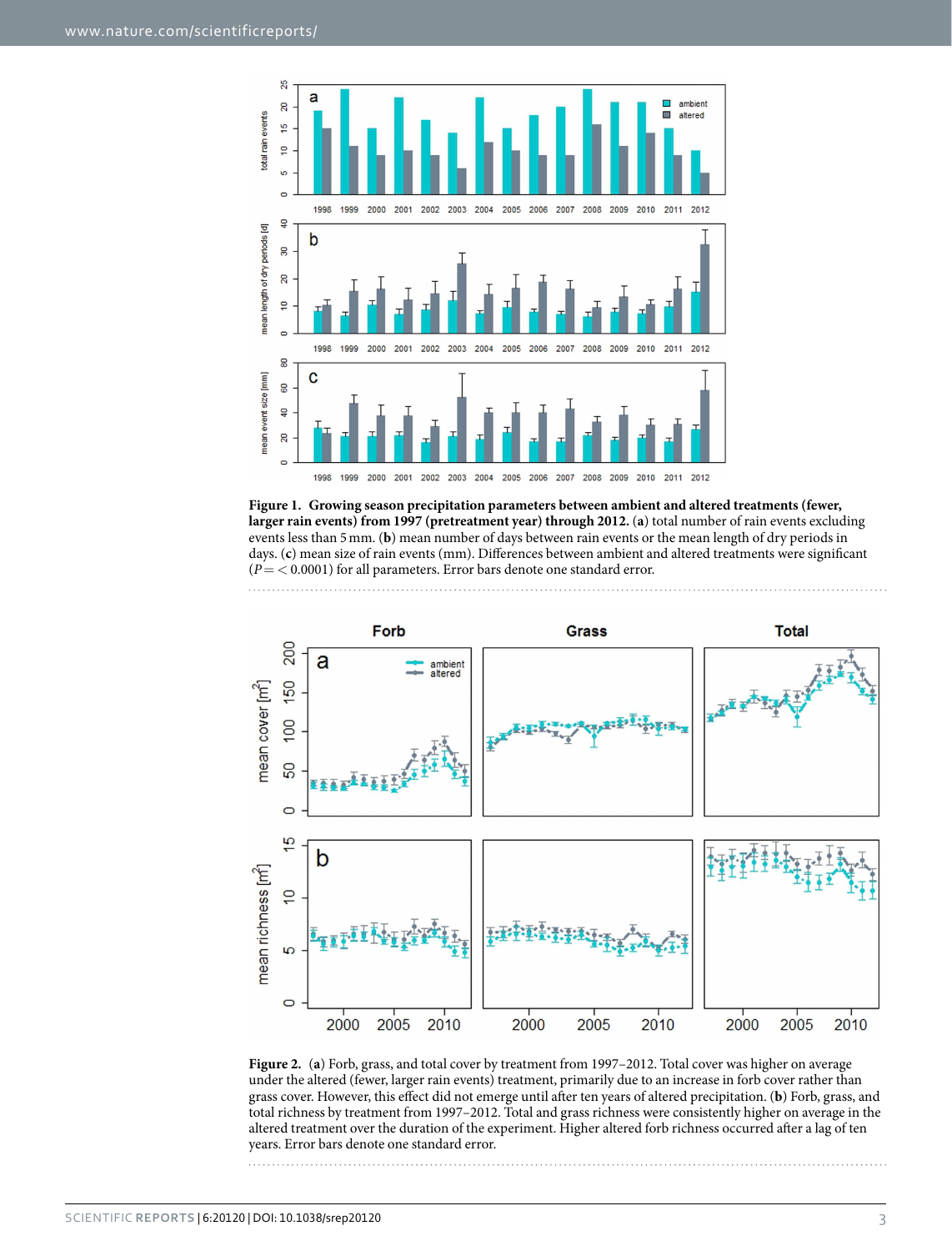**Figure 1.** **Growing season precipitation parameters between ambient and altered treatments (fewer, larger rain events) from 1997 (pretreatment year) through 2012.** (**a**) total number of rain events excluding events less than 5 mm. (**b**) mean number of days between rain events or the mean length of dry periods in days. (**c**) mean size of rain events (mm). Differences between ambient and altered treatments were significant ($P = < 0.0001$) for all parameters. Error bars denote one standard error.

**Figure 2.** (**a**) Forb, grass, and total cover by treatment from 1997–2012. Total cover was higher on average under the altered (fewer, larger rain events) treatment, primarily due to an increase in forb cover rather than grass cover. However, this effect did not emerge until after ten years of altered precipitation. (**b**) Forb, grass, and total richness by treatment from 1997–2012. Total and grass richness were consistently higher on average in the altered treatment over the duration of the experiment. Higher altered forb richness occurred after a lag of ten years. Error bars denote one standard error.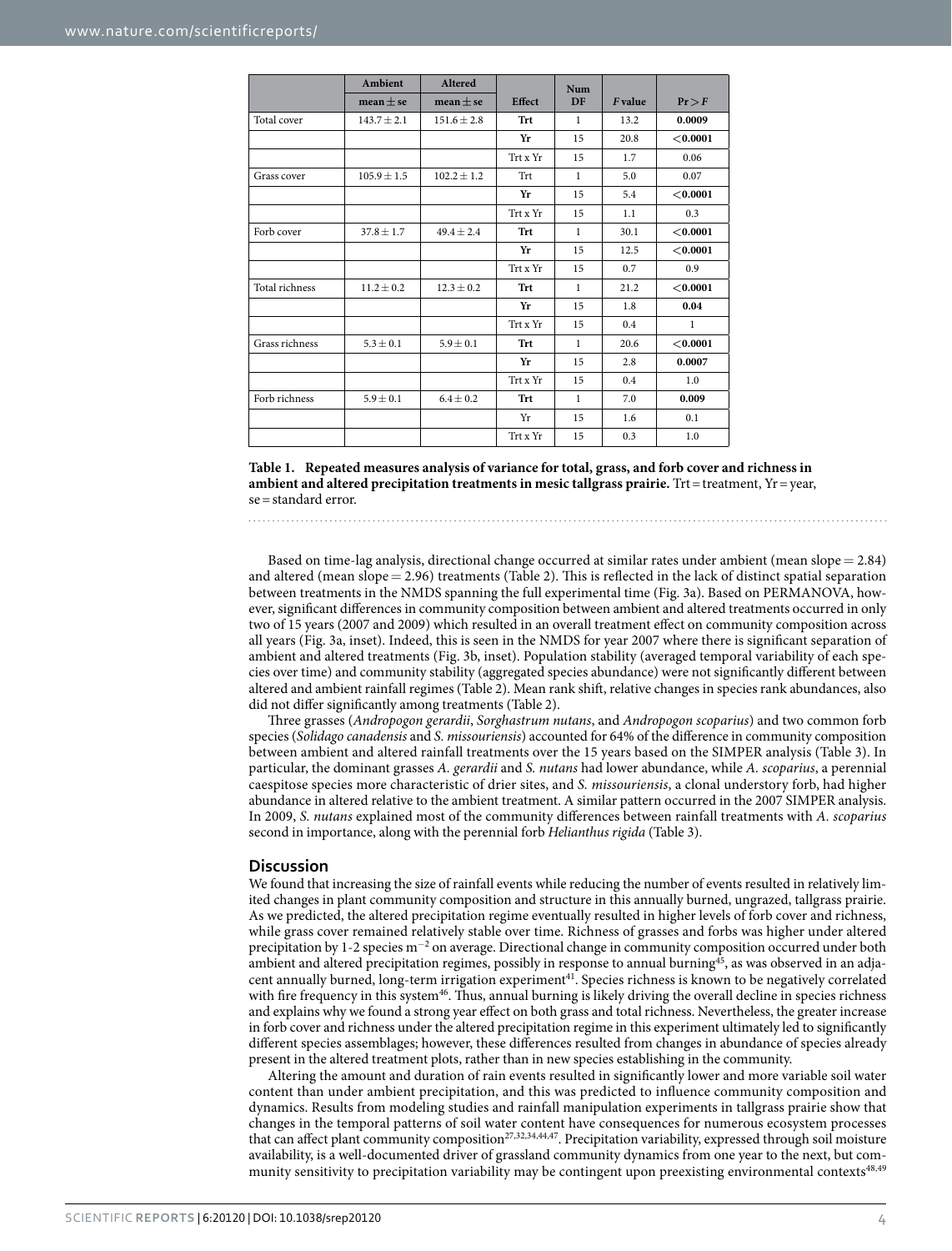| | Ambient | Altered | | | | |
|---|---|---|---|---|---|---|
| | mean ± se | mean ± se | Effect | Num DF | *F* value | Pr > *F* |
| Total cover | 143.7 ± 2.1 | 151.6 ± 2.8 | **Trt** | 1 | 13.2 | **0.0009** |
| | | | **Yr** | 15 | 20.8 | **<0.0001** |
| | | | Trt x Yr | 15 | 1.7 | 0.06 |
| Grass cover | 105.9 ± 1.5 | 102.2 ± 1.2 | Trt | 1 | 5.0 | 0.07 |
| | | | **Yr** | 15 | 5.4 | **<0.0001** |
| | | | Trt x Yr | 15 | 1.1 | 0.3 |
| Forb cover | 37.8 ± 1.7 | 49.4 ± 2.4 | **Trt** | 1 | 30.1 | **<0.0001** |
| | | | **Yr** | 15 | 12.5 | **<0.0001** |
| | | | Trt x Yr | 15 | 0.7 | 0.9 |
| Total richness | 11.2 ± 0.2 | 12.3 ± 0.2 | **Trt** | 1 | 21.2 | **<0.0001** |
| | | | **Yr** | 15 | 1.8 | **0.04** |
| | | | Trt x Yr | 15 | 0.4 | 1 |
| Grass richness | 5.3 ± 0.1 | 5.9 ± 0.1 | **Trt** | 1 | 20.6 | **<0.0001** |
| | | | **Yr** | 15 | 2.8 | **0.0007** |
| | | | Trt x Yr | 15 | 0.4 | 1.0 |
| Forb richness | 5.9 ± 0.1 | 6.4 ± 0.2 | **Trt** | 1 | 7.0 | **0.009** |
| | | | Yr | 15 | 1.6 | 0.1 |
| | | | Trt x Yr | 15 | 0.3 | 1.0 |

**Table 1. Repeated measures analysis of variance for total, grass, and forb cover and richness in ambient and altered precipitation treatments in mesic tallgrass prairie.** Trt = treatment, Yr = year, se = standard error.

Based on time-lag analysis, directional change occurred at similar rates under ambient (mean slope = 2.84) and altered (mean slope = 2.96) treatments (Table 2). This is reflected in the lack of distinct spatial separation between treatments in the NMDS spanning the full experimental time (Fig. 3a). Based on PERMANOVA, however, significant differences in community composition between ambient and altered treatments occurred in only two of 15 years (2007 and 2009) which resulted in an overall treatment effect on community composition across all years (Fig. 3a, inset). Indeed, this is seen in the NMDS for year 2007 where there is significant separation of ambient and altered treatments (Fig. 3b, inset). Population stability (averaged temporal variability of each species over time) and community stability (aggregated species abundance) were not significantly different between altered and ambient rainfall regimes (Table 2). Mean rank shift, relative changes in species rank abundances, also did not differ significantly among treatments (Table 2).

Three grasses (*Andropogon gerardii*, *Sorghastrum nutans*, and *Andropogon scoparius*) and two common forb species (*Solidago canadensis* and *S. missouriensis*) accounted for 64% of the difference in community composition between ambient and altered rainfall treatments over the 15 years based on the SIMPER analysis (Table 3). In particular, the dominant grasses *A. gerardii* and *S. nutans* had lower abundance, while *A. scoparius*, a perennial caespitose species more characteristic of drier sites, and *S. missouriensis*, a clonal understory forb, had higher abundance in altered relative to the ambient treatment. A similar pattern occurred in the 2007 SIMPER analysis. In 2009, *S. nutans* explained most of the community differences between rainfall treatments with *A. scoparius* second in importance, along with the perennial forb *Helianthus rigida* (Table 3).

## Discussion

We found that increasing the size of rainfall events while reducing the number of events resulted in relatively limited changes in plant community composition and structure in this annually burned, ungrazed, tallgrass prairie. As we predicted, the altered precipitation regime eventually resulted in higher levels of forb cover and richness, while grass cover remained relatively stable over time. Richness of grasses and forbs was higher under altered precipitation by 1-2 species m$^{-2}$ on average. Directional change in community composition occurred under both ambient and altered precipitation regimes, possibly in response to annual burning[45], as was observed in an adjacent annually burned, long-term irrigation experiment[41]. Species richness is known to be negatively correlated with fire frequency in this system[46]. Thus, annual burning is likely driving the overall decline in species richness and explains why we found a strong year effect on both grass and total richness. Nevertheless, the greater increase in forb cover and richness under the altered precipitation regime in this experiment ultimately led to significantly different species assemblages; however, these differences resulted from changes in abundance of species already present in the altered treatment plots, rather than in new species establishing in the community.

Altering the amount and duration of rain events resulted in significantly lower and more variable soil water content than under ambient precipitation, and this was predicted to influence community composition and dynamics. Results from modeling studies and rainfall manipulation experiments in tallgrass prairie show that changes in the temporal patterns of soil water content have consequences for numerous ecosystem processes that can affect plant community composition[27,32,34,44,47]. Precipitation variability, expressed through soil moisture availability, is a well-documented driver of grassland community dynamics from one year to the next, but community sensitivity to precipitation variability may be contingent upon preexisting environmental contexts[48,49]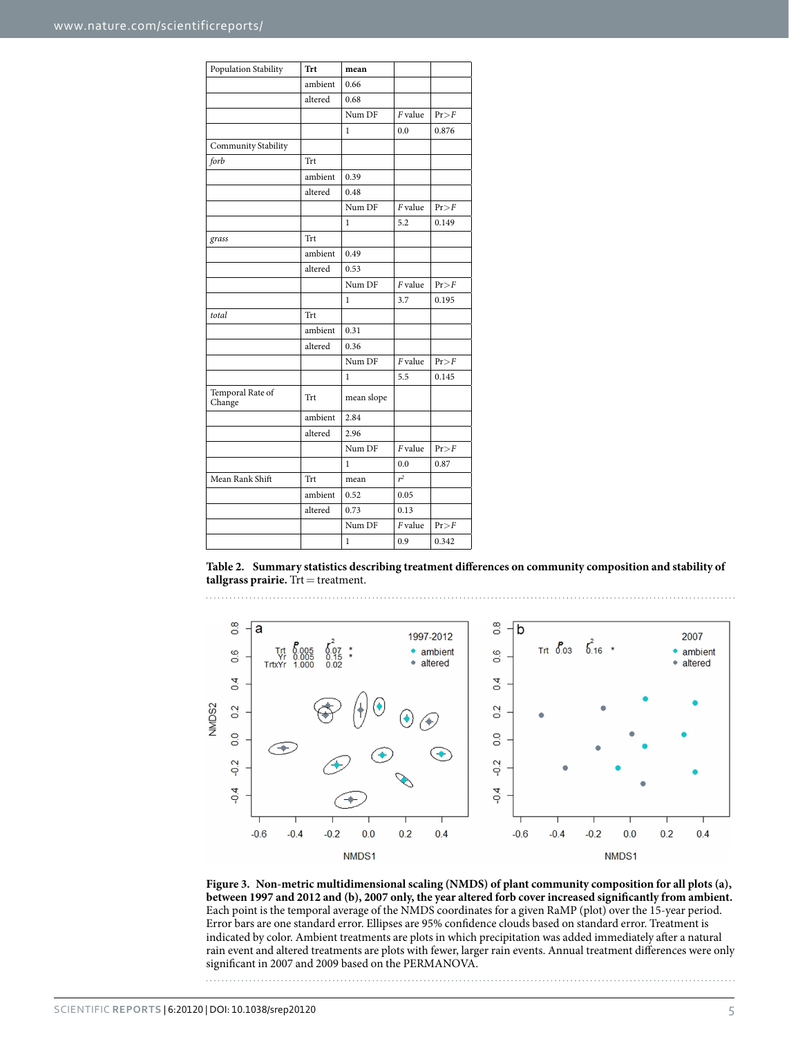| Population Stability | Trt | mean | | |
|---|---|---|---|---|
| | ambient | 0.66 | | |
| | altered | 0.68 | | |
| | | Num DF | *F* value | Pr>*F* |
| | | 1 | 0.0 | 0.876 |
| Community Stability | | | | |
| *forb* | Trt | | | |
| | ambient | 0.39 | | |
| | altered | 0.48 | | |
| | | Num DF | *F* value | Pr>*F* |
| | | 1 | 5.2 | 0.149 |
| *grass* | Trt | | | |
| | ambient | 0.49 | | |
| | altered | 0.53 | | |
| | | Num DF | *F* value | Pr>*F* |
| | | 1 | 3.7 | 0.195 |
| *total* | Trt | | | |
| | ambient | 0.31 | | |
| | altered | 0.36 | | |
| | | Num DF | *F* value | Pr>*F* |
| | | 1 | 5.5 | 0.145 |
| Temporal Rate of Change | Trt | mean slope | | |
| | ambient | 2.84 | | |
| | altered | 2.96 | | |
| | | Num DF | *F* value | Pr>*F* |
| | | 1 | 0.0 | 0.87 |
| Mean Rank Shift | Trt | mean | $r^2$ | |
| | ambient | 0.52 | 0.05 | |
| | altered | 0.73 | 0.13 | |
| | | Num DF | *F* value | Pr>*F* |
| | | 1 | 0.9 | 0.342 |

**Table 2. Summary statistics describing treatment differences on community composition and stability of tallgrass prairie.** Trt = treatment.

**Figure 3. Non-metric multidimensional scaling (NMDS) of plant community composition for all plots (a), between 1997 and 2012 and (b), 2007 only, the year altered forb cover increased significantly from ambient.** Each point is the temporal average of the NMDS coordinates for a given RaMP (plot) over the 15-year period. Error bars are one standard error. Ellipses are 95% confidence clouds based on standard error. Treatment is indicated by color. Ambient treatments are plots in which precipitation was added immediately after a natural rain event and altered treatments are plots with fewer, larger rain events. Annual treatment differences were only significant in 2007 and 2009 based on the PERMANOVA.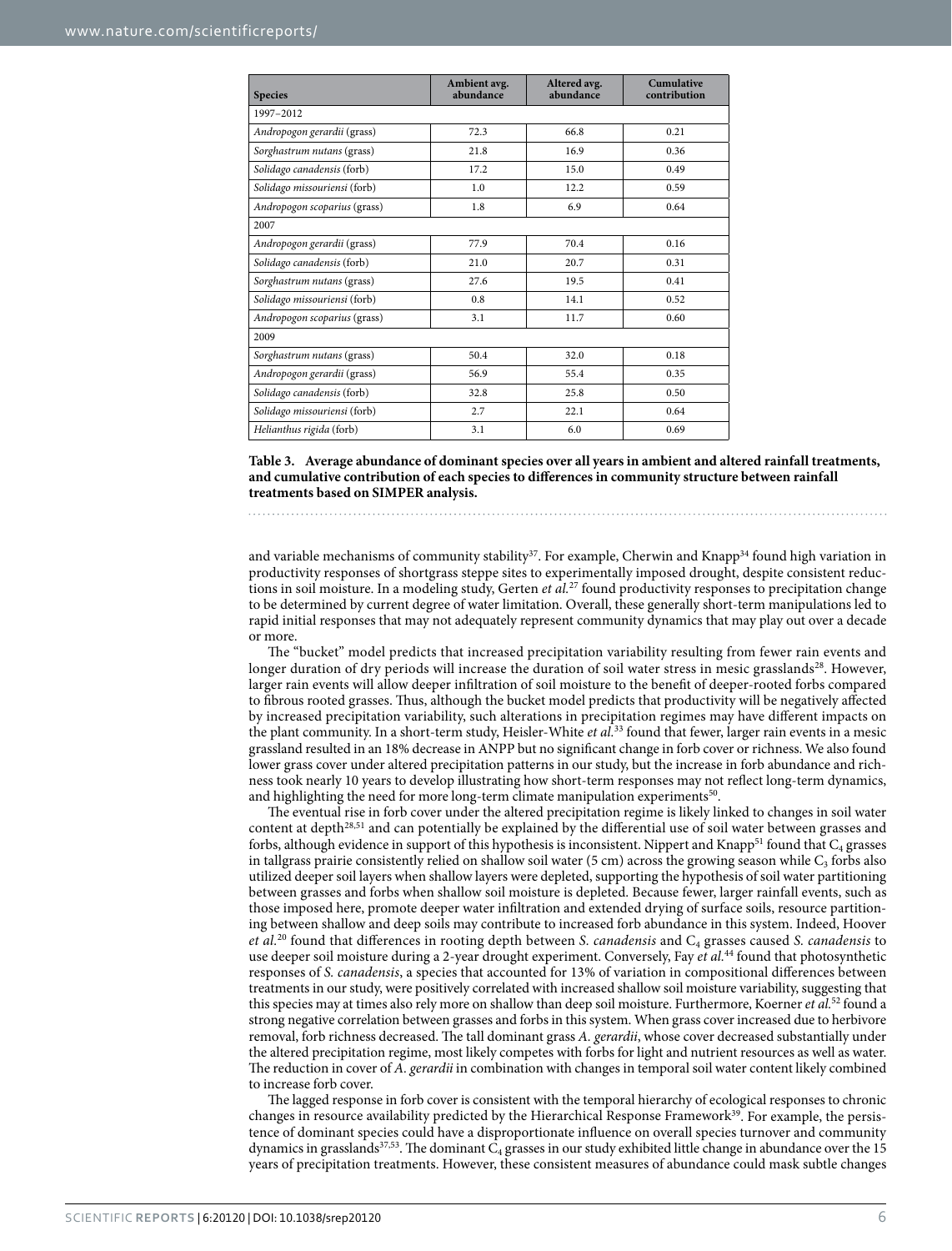| Species | Ambient avg. abundance | Altered avg. abundance | Cumulative contribution |
|---|---|---|---|
| 1997–2012 | | | |
| *Andropogon gerardii* (grass) | 72.3 | 66.8 | 0.21 |
| *Sorghastrum nutans* (grass) | 21.8 | 16.9 | 0.36 |
| *Solidago canadensis* (forb) | 17.2 | 15.0 | 0.49 |
| *Solidago missouriensi* (forb) | 1.0 | 12.2 | 0.59 |
| *Andropogon scoparius* (grass) | 1.8 | 6.9 | 0.64 |
| 2007 | | | |
| *Andropogon gerardii* (grass) | 77.9 | 70.4 | 0.16 |
| *Solidago canadensis* (forb) | 21.0 | 20.7 | 0.31 |
| *Sorghastrum nutans* (grass) | 27.6 | 19.5 | 0.41 |
| *Solidago missouriensi* (forb) | 0.8 | 14.1 | 0.52 |
| *Andropogon scoparius* (grass) | 3.1 | 11.7 | 0.60 |
| 2009 | | | |
| *Sorghastrum nutans* (grass) | 50.4 | 32.0 | 0.18 |
| *Andropogon gerardii* (grass) | 56.9 | 55.4 | 0.35 |
| *Solidago canadensis* (forb) | 32.8 | 25.8 | 0.50 |
| *Solidago missouriensi* (forb) | 2.7 | 22.1 | 0.64 |
| *Helianthus rigida* (forb) | 3.1 | 6.0 | 0.69 |

**Table 3. Average abundance of dominant species over all years in ambient and altered rainfall treatments, and cumulative contribution of each species to differences in community structure between rainfall treatments based on SIMPER analysis.**

and variable mechanisms of community stability[37]. For example, Cherwin and Knapp[34] found high variation in productivity responses of shortgrass steppe sites to experimentally imposed drought, despite consistent reductions in soil moisture. In a modeling study, Gerten *et al.*[27] found productivity responses to precipitation change to be determined by current degree of water limitation. Overall, these generally short-term manipulations led to rapid initial responses that may not adequately represent community dynamics that may play out over a decade or more.

The "bucket" model predicts that increased precipitation variability resulting from fewer rain events and longer duration of dry periods will increase the duration of soil water stress in mesic grasslands[28]. However, larger rain events will allow deeper infiltration of soil moisture to the benefit of deeper-rooted forbs compared to fibrous rooted grasses. Thus, although the bucket model predicts that productivity will be negatively affected by increased precipitation variability, such alterations in precipitation regimes may have different impacts on the plant community. In a short-term study, Heisler-White *et al.*[33] found that fewer, larger rain events in a mesic grassland resulted in an 18% decrease in ANPP but no significant change in forb cover or richness. We also found lower grass cover under altered precipitation patterns in our study, but the increase in forb abundance and richness took nearly 10 years to develop illustrating how short-term responses may not reflect long-term dynamics, and highlighting the need for more long-term climate manipulation experiments[50].

The eventual rise in forb cover under the altered precipitation regime is likely linked to changes in soil water content at depth[28,51] and can potentially be explained by the differential use of soil water between grasses and forbs, although evidence in support of this hypothesis is inconsistent. Nippert and Knapp[51] found that $C_4$ grasses in tallgrass prairie consistently relied on shallow soil water (5 cm) across the growing season while $C_3$ forbs also utilized deeper soil layers when shallow layers were depleted, supporting the hypothesis of soil water partitioning between grasses and forbs when shallow soil moisture is depleted. Because fewer, larger rainfall events, such as those imposed here, promote deeper water infiltration and extended drying of surface soils, resource partitioning between shallow and deep soils may contribute to increased forb abundance in this system. Indeed, Hoover *et al.*[20] found that differences in rooting depth between *S. canadensis* and $C_4$ grasses caused *S. canadensis* to use deeper soil moisture during a 2-year drought experiment. Conversely, Fay *et al.*[44] found that photosynthetic responses of *S. canadensis*, a species that accounted for 13% of variation in compositional differences between treatments in our study, were positively correlated with increased shallow soil moisture variability, suggesting that this species may at times also rely more on shallow than deep soil moisture. Furthermore, Koerner *et al.*[52] found a strong negative correlation between grasses and forbs in this system. When grass cover increased due to herbivore removal, forb richness decreased. The tall dominant grass *A. gerardii*, whose cover decreased substantially under the altered precipitation regime, most likely competes with forbs for light and nutrient resources as well as water. The reduction in cover of *A. gerardii* in combination with changes in temporal soil water content likely combined to increase forb cover.

The lagged response in forb cover is consistent with the temporal hierarchy of ecological responses to chronic changes in resource availability predicted by the Hierarchical Response Framework[39]. For example, the persistence of dominant species could have a disproportionate influence on overall species turnover and community dynamics in grasslands[37,53]. The dominant $C_4$ grasses in our study exhibited little change in abundance over the 15 years of precipitation treatments. However, these consistent measures of abundance could mask subtle changes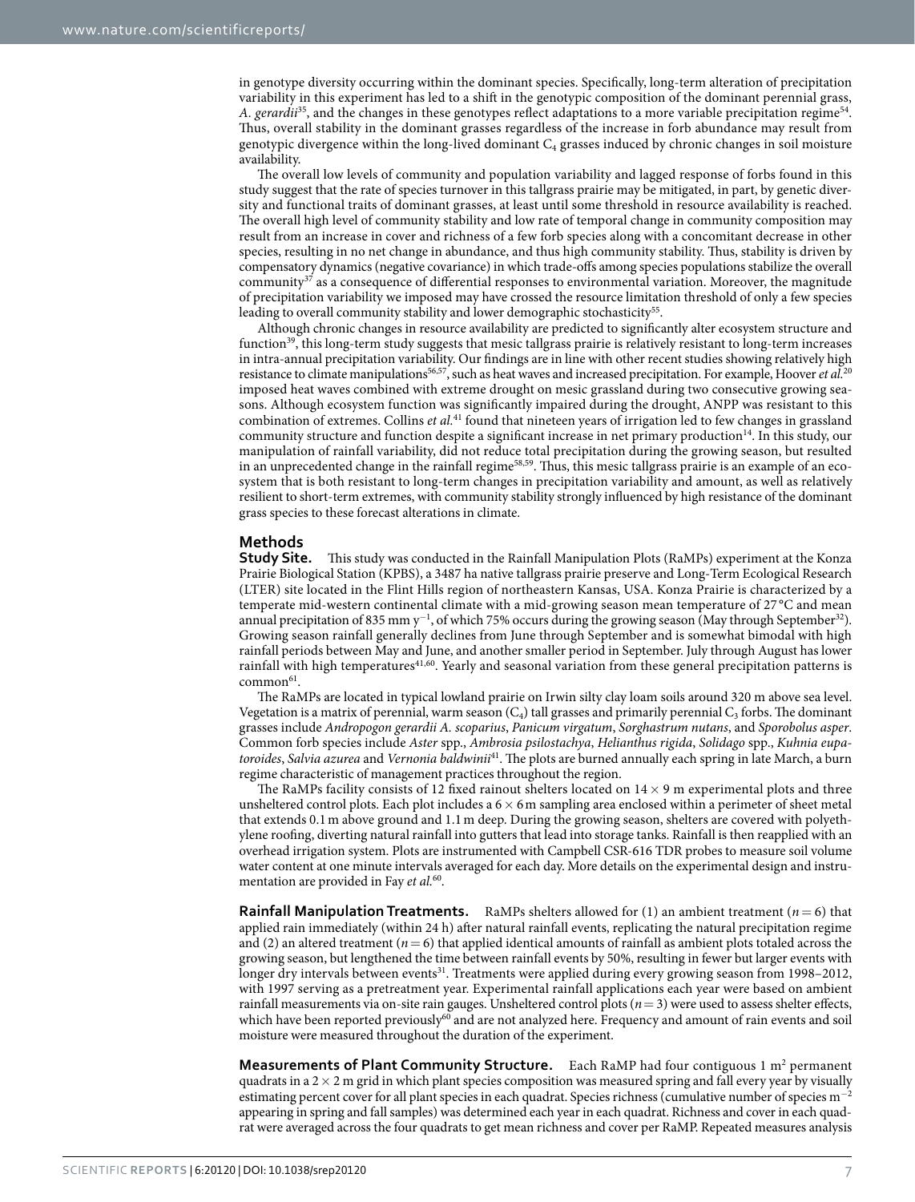in genotype diversity occurring within the dominant species. Specifically, long-term alteration of precipitation variability in this experiment has led to a shift in the genotypic composition of the dominant perennial grass, *A. gerardii*[35], and the changes in these genotypes reflect adaptations to a more variable precipitation regime[54]. Thus, overall stability in the dominant grasses regardless of the increase in forb abundance may result from genotypic divergence within the long-lived dominant $C_4$ grasses induced by chronic changes in soil moisture availability.

The overall low levels of community and population variability and lagged response of forbs found in this study suggest that the rate of species turnover in this tallgrass prairie may be mitigated, in part, by genetic diversity and functional traits of dominant grasses, at least until some threshold in resource availability is reached. The overall high level of community stability and low rate of temporal change in community composition may result from an increase in cover and richness of a few forb species along with a concomitant decrease in other species, resulting in no net change in abundance, and thus high community stability. Thus, stability is driven by compensatory dynamics (negative covariance) in which trade-offs among species populations stabilize the overall community[37] as a consequence of differential responses to environmental variation. Moreover, the magnitude of precipitation variability we imposed may have crossed the resource limitation threshold of only a few species leading to overall community stability and lower demographic stochasticity[55].

Although chronic changes in resource availability are predicted to significantly alter ecosystem structure and function[39], this long-term study suggests that mesic tallgrass prairie is relatively resistant to long-term increases in intra-annual precipitation variability. Our findings are in line with other recent studies showing relatively high resistance to climate manipulations[56,57], such as heat waves and increased precipitation. For example, Hoover *et al.*[20] imposed heat waves combined with extreme drought on mesic grassland during two consecutive growing seasons. Although ecosystem function was significantly impaired during the drought, ANPP was resistant to this combination of extremes. Collins *et al.*[41] found that nineteen years of irrigation led to few changes in grassland community structure and function despite a significant increase in net primary production[14]. In this study, our manipulation of rainfall variability, did not reduce total precipitation during the growing season, but resulted in an unprecedented change in the rainfall regime[58,59]. Thus, this mesic tallgrass prairie is an example of an ecosystem that is both resistant to long-term changes in precipitation variability and amount, as well as relatively resilient to short-term extremes, with community stability strongly influenced by high resistance of the dominant grass species to these forecast alterations in climate.

## Methods

**Study Site.** This study was conducted in the Rainfall Manipulation Plots (RaMPs) experiment at the Konza Prairie Biological Station (KPBS), a 3487 ha native tallgrass prairie preserve and Long-Term Ecological Research (LTER) site located in the Flint Hills region of northeastern Kansas, USA. Konza Prairie is characterized by a temperate mid-western continental climate with a mid-growing season mean temperature of 27 °C and mean annual precipitation of 835 mm $y^{-1}$, of which 75% occurs during the growing season (May through September[32]). Growing season rainfall generally declines from June through September and is somewhat bimodal with high rainfall periods between May and June, and another smaller period in September. July through August has lower rainfall with high temperatures[41,60]. Yearly and seasonal variation from these general precipitation patterns is common[61].

The RaMPs are located in typical lowland prairie on Irwin silty clay loam soils around 320 m above sea level. Vegetation is a matrix of perennial, warm season ($C_4$) tall grasses and primarily perennial $C_3$ forbs. The dominant grasses include *Andropogon gerardii A. scoparius*, *Panicum virgatum*, *Sorghastrum nutans*, and *Sporobolus asper*. Common forb species include *Aster* spp., *Ambrosia psilostachya*, *Helianthus rigida*, *Solidago* spp., *Kuhnia eupatoroides*, *Salvia azurea* and *Vernonia baldwinii*[41]. The plots are burned annually each spring in late March, a burn regime characteristic of management practices throughout the region.

The RaMPs facility consists of 12 fixed rainout shelters located on $14 \times 9$ m experimental plots and three unsheltered control plots. Each plot includes a $6 \times 6$ m sampling area enclosed within a perimeter of sheet metal that extends 0.1 m above ground and 1.1 m deep. During the growing season, shelters are covered with polyethylene roofing, diverting natural rainfall into gutters that lead into storage tanks. Rainfall is then reapplied with an overhead irrigation system. Plots are instrumented with Campbell CSR-616 TDR probes to measure soil volume water content at one minute intervals averaged for each day. More details on the experimental design and instrumentation are provided in Fay *et al.*[60].

**Rainfall Manipulation Treatments.** RaMPs shelters allowed for (1) an ambient treatment ($n = 6$) that applied rain immediately (within 24 h) after natural rainfall events, replicating the natural precipitation regime and (2) an altered treatment ($n = 6$) that applied identical amounts of rainfall as ambient plots totaled across the growing season, but lengthened the time between rainfall events by 50%, resulting in fewer but larger events with longer dry intervals between events[31]. Treatments were applied during every growing season from 1998–2012, with 1997 serving as a pretreatment year. Experimental rainfall applications each year were based on ambient rainfall measurements via on-site rain gauges. Unsheltered control plots ($n = 3$) were used to assess shelter effects, which have been reported previously[60] and are not analyzed here. Frequency and amount of rain events and soil moisture were measured throughout the duration of the experiment.

**Measurements of Plant Community Structure.** Each RaMP had four contiguous 1 $m^2$ permanent quadrats in a $2 \times 2$ m grid in which plant species composition was measured spring and fall every year by visually estimating percent cover for all plant species in each quadrat. Species richness (cumulative number of species $m^{-2}$ appearing in spring and fall samples) was determined each year in each quadrat. Richness and cover in each quadrat were averaged across the four quadrats to get mean richness and cover per RaMP. Repeated measures analysis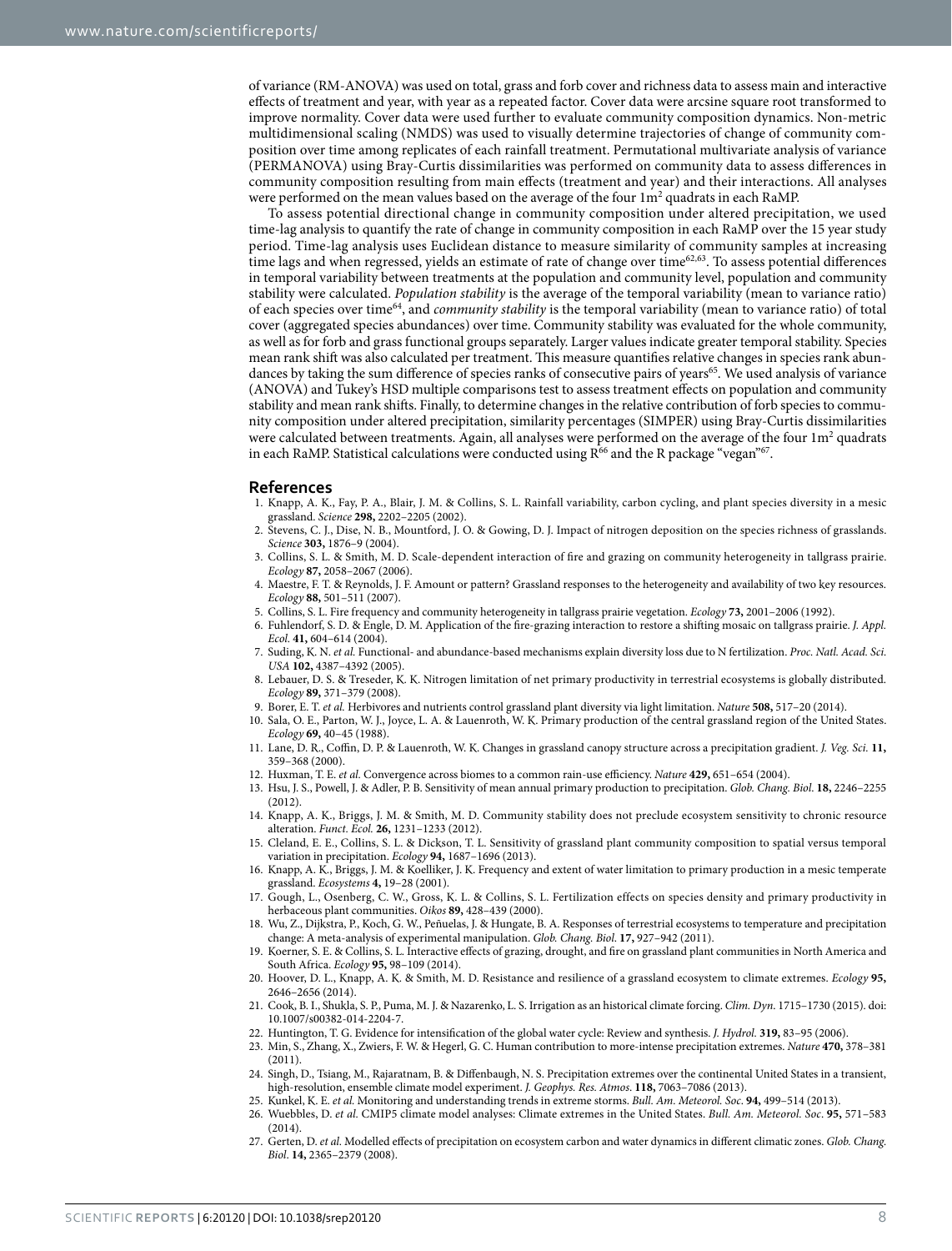of variance (RM-ANOVA) was used on total, grass and forb cover and richness data to assess main and interactive effects of treatment and year, with year as a repeated factor. Cover data were arcsine square root transformed to improve normality. Cover data were used further to evaluate community composition dynamics. Non-metric multidimensional scaling (NMDS) was used to visually determine trajectories of change of community composition over time among replicates of each rainfall treatment. Permutational multivariate analysis of variance (PERMANOVA) using Bray-Curtis dissimilarities was performed on community data to assess differences in community composition resulting from main effects (treatment and year) and their interactions. All analyses were performed on the mean values based on the average of the four $1m^2$ quadrats in each RaMP.

To assess potential directional change in community composition under altered precipitation, we used time-lag analysis to quantify the rate of change in community composition in each RaMP over the 15 year study period. Time-lag analysis uses Euclidean distance to measure similarity of community samples at increasing time lags and when regressed, yields an estimate of rate of change over time[62,63]. To assess potential differences in temporal variability between treatments at the population and community level, population and community stability were calculated. *Population stability* is the average of the temporal variability (mean to variance ratio) of each species over time[64], and *community stability* is the temporal variability (mean to variance ratio) of total cover (aggregated species abundances) over time. Community stability was evaluated for the whole community, as well as for forb and grass functional groups separately. Larger values indicate greater temporal stability. Species mean rank shift was also calculated per treatment. This measure quantifies relative changes in species rank abundances by taking the sum difference of species ranks of consecutive pairs of years[65]. We used analysis of variance (ANOVA) and Tukey's HSD multiple comparisons test to assess treatment effects on population and community stability and mean rank shifts. Finally, to determine changes in the relative contribution of forb species to community composition under altered precipitation, similarity percentages (SIMPER) using Bray-Curtis dissimilarities were calculated between treatments. Again, all analyses were performed on the average of the four $1m^2$ quadrats in each RaMP. Statistical calculations were conducted using R[66] and the R package "vegan"[67].

## References

1. Knapp, A. K., Fay, P. A., Blair, J. M. & Collins, S. L. Rainfall variability, carbon cycling, and plant species diversity in a mesic grassland. *Science* **298,** 2202–2205 (2002).
2. Stevens, C. J., Dise, N. B., Mountford, J. O. & Gowing, D. J. Impact of nitrogen deposition on the species richness of grasslands. *Science* **303,** 1876–9 (2004).
3. Collins, S. L. & Smith, M. D. Scale-dependent interaction of fire and grazing on community heterogeneity in tallgrass prairie. *Ecology* **87,** 2058–2067 (2006).
4. Maestre, F. T. & Reynolds, J. F. Amount or pattern? Grassland responses to the heterogeneity and availability of two key resources. *Ecology* **88,** 501–511 (2007).
5. Collins, S. L. Fire frequency and community heterogeneity in tallgrass prairie vegetation. *Ecology* **73,** 2001–2006 (1992).
6. Fuhlendorf, S. D. & Engle, D. M. Application of the fire-grazing interaction to restore a shifting mosaic on tallgrass prairie. *J. Appl. Ecol.* **41,** 604–614 (2004).
7. Suding, K. N. *et al.* Functional- and abundance-based mechanisms explain diversity loss due to N fertilization. *Proc. Natl. Acad. Sci. USA* **102,** 4387–4392 (2005).
8. Lebauer, D. S. & Treseder, K. K. Nitrogen limitation of net primary productivity in terrestrial ecosystems is globally distributed. *Ecology* **89,** 371–379 (2008).
9. Borer, E. T. *et al.* Herbivores and nutrients control grassland plant diversity via light limitation. *Nature* **508,** 517–20 (2014).
10. Sala, O. E., Parton, W. J., Joyce, L. A. & Lauenroth, W. K. Primary production of the central grassland region of the United States. *Ecology* **69,** 40–45 (1988).
11. Lane, D. R., Coffin, D. P. & Lauenroth, W. K. Changes in grassland canopy structure across a precipitation gradient. *J. Veg. Sci.* **11,** 359–368 (2000).
12. Huxman, T. E. *et al.* Convergence across biomes to a common rain-use efficiency. *Nature* **429,** 651–654 (2004).
13. Hsu, J. S., Powell, J. & Adler, P. B. Sensitivity of mean annual primary production to precipitation. *Glob. Chang. Biol.* **18,** 2246–2255 (2012).
14. Knapp, A. K., Briggs, J. M. & Smith, M. D. Community stability does not preclude ecosystem sensitivity to chronic resource alteration. *Funct. Ecol.* **26,** 1231–1233 (2012).
15. Cleland, E. E., Collins, S. L. & Dickson, T. L. Sensitivity of grassland plant community composition to spatial versus temporal variation in precipitation. *Ecology* **94,** 1687–1696 (2013).
16. Knapp, A. K., Briggs, J. M. & Koelliker, J. K. Frequency and extent of water limitation to primary production in a mesic temperate grassland. *Ecosystems* **4,** 19–28 (2001).
17. Gough, L., Osenberg, C. W., Gross, K. L. & Collins, S. L. Fertilization effects on species density and primary productivity in herbaceous plant communities. *Oikos* **89,** 428–439 (2000).
18. Wu, Z., Dijkstra, P., Koch, G. W., Peñuelas, J. & Hungate, B. A. Responses of terrestrial ecosystems to temperature and precipitation change: A meta-analysis of experimental manipulation. *Glob. Chang. Biol.* **17,** 927–942 (2011).
19. Koerner, S. E. & Collins, S. L. Interactive effects of grazing, drought, and fire on grassland plant communities in North America and South Africa. *Ecology* **95,** 98–109 (2014).
20. Hoover, D. L., Knapp, A. K. & Smith, M. D. Resistance and resilience of a grassland ecosystem to climate extremes. *Ecology* **95,** 2646–2656 (2014).
21. Cook, B. I., Shukla, S. P., Puma, M. J. & Nazarenko, L. S. Irrigation as an historical climate forcing. *Clim. Dyn*. 1715–1730 (2015). doi: 10.1007/s00382-014-2204-7.
22. Huntington, T. G. Evidence for intensification of the global water cycle: Review and synthesis. *J. Hydrol.* **319,** 83–95 (2006).
23. Min, S., Zhang, X., Zwiers, F. W. & Hegerl, G. C. Human contribution to more-intense precipitation extremes. *Nature* **470,** 378–381 (2011).
24. Singh, D., Tsiang, M., Rajaratnam, B. & Diffenbaugh, N. S. Precipitation extremes over the continental United States in a transient, high-resolution, ensemble climate model experiment. *J. Geophys. Res. Atmos*. **118,** 7063–7086 (2013).
25. Kunkel, K. E. *et al.* Monitoring and understanding trends in extreme storms. *Bull. Am. Meteorol. Soc*. **94,** 499–514 (2013).
26. Wuebbles, D. *et al.* CMIP5 climate model analyses: Climate extremes in the United States. *Bull. Am. Meteorol. Soc*. **95,** 571–583 (2014).
27. Gerten, D. *et al.* Modelled effects of precipitation on ecosystem carbon and water dynamics in different climatic zones. *Glob. Chang. Biol*. **14,** 2365–2379 (2008).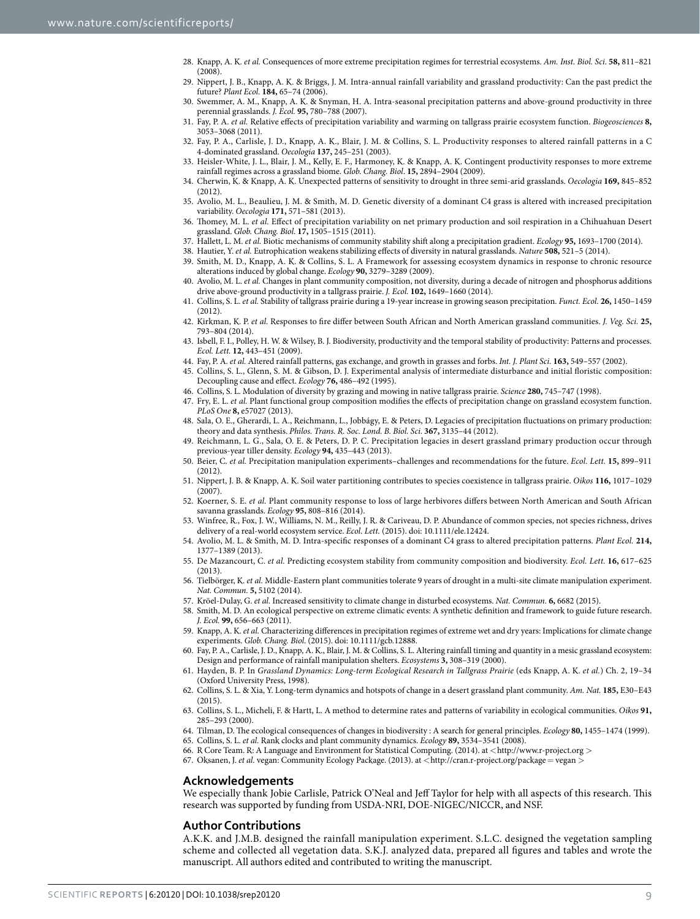28. Knapp, A. K. *et al.* Consequences of more extreme precipitation regimes for terrestrial ecosystems. *Am. Inst. Biol. Sci.* **58,** 811–821 (2008).
29. Nippert, J. B., Knapp, A. K. & Briggs, J. M. Intra-annual rainfall variability and grassland productivity: Can the past predict the future? *Plant Ecol.* **184,** 65–74 (2006).
30. Swemmer, A. M., Knapp, A. K. & Snyman, H. A. Intra-seasonal precipitation patterns and above-ground productivity in three perennial grasslands. *J. Ecol.* **95,** 780–788 (2007).
31. Fay, P. A. *et al.* Relative effects of precipitation variability and warming on tallgrass prairie ecosystem function. *Biogeosciences* **8,** 3053–3068 (2011).
32. Fay, P. A., Carlisle, J. D., Knapp, A. K., Blair, J. M. & Collins, S. L. Productivity responses to altered rainfall patterns in a C 4-dominated grassland. *Oecologia* **137,** 245–251 (2003).
33. Heisler-White, J. L., Blair, J. M., Kelly, E. F., Harmoney, K. & Knapp, A. K. Contingent productivity responses to more extreme rainfall regimes across a grassland biome. *Glob. Chang. Biol.* **15,** 2894–2904 (2009).
34. Cherwin, K. & Knapp, A. K. Unexpected patterns of sensitivity to drought in three semi-arid grasslands. *Oecologia* **169,** 845–852 (2012).
35. Avolio, M. L., Beaulieu, J. M. & Smith, M. D. Genetic diversity of a dominant C4 grass is altered with increased precipitation variability. *Oecologia* **171,** 571–581 (2013).
36. Thomey, M. L. *et al.* Effect of precipitation variability on net primary production and soil respiration in a Chihuahuan Desert grassland. *Glob. Chang. Biol.* **17,** 1505–1515 (2011).
37. Hallett, L. M. *et al.* Biotic mechanisms of community stability shift along a precipitation gradient. *Ecology* **95,** 1693–1700 (2014).
38. Hautier, Y. *et al.* Eutrophication weakens stabilizing effects of diversity in natural grasslands. *Nature* **508,** 521–5 (2014).
39. Smith, M. D., Knapp, A. K. & Collins, S. L. A Framework for assessing ecosystem dynamics in response to chronic resource alterations induced by global change. *Ecology* **90,** 3279–3289 (2009).
40. Avolio, M. L. *et al.* Changes in plant community composition, not diversity, during a decade of nitrogen and phosphorus additions drive above-ground productivity in a tallgrass prairie. *J. Ecol.* **102,** 1649–1660 (2014).
41. Collins, S. L. *et al.* Stability of tallgrass prairie during a 19-year increase in growing season precipitation. *Funct. Ecol.* **26,** 1450–1459 (2012).
42. Kirkman, K. P. *et al.* Responses to fire differ between South African and North American grassland communities. *J. Veg. Sci.* **25,** 793–804 (2014).
43. Isbell, F. I., Polley, H. W. & Wilsey, B. J. Biodiversity, productivity and the temporal stability of productivity: Patterns and processes. *Ecol. Lett.* **12,** 443–451 (2009).
44. Fay, P. A. *et al.* Altered rainfall patterns, gas exchange, and growth in grasses and forbs. *Int. J. Plant Sci.* **163,** 549–557 (2002).
45. Collins, S. L., Glenn, S. M. & Gibson, D. J. Experimental analysis of intermediate disturbance and initial floristic composition: Decoupling cause and effect. *Ecology* **76,** 486–492 (1995).
46. Collins, S. L. Modulation of diversity by grazing and mowing in native tallgrass prairie. *Science* **280,** 745–747 (1998).
47. Fry, E. L. *et al.* Plant functional group composition modifies the effects of precipitation change on grassland ecosystem function. *PLoS One* **8,** e57027 (2013).
48. Sala, O. E., Gherardi, L. A., Reichmann, L., Jobbágy, E. & Peters, D. Legacies of precipitation fluctuations on primary production: theory and data synthesis. *Philos. Trans. R. Soc. Lond. B. Biol. Sci.* **367,** 3135–44 (2012).
49. Reichmann, L. G., Sala, O. E. & Peters, D. P. C. Precipitation legacies in desert grassland primary production occur through previous-year tiller density. *Ecology* **94,** 435–443 (2013).
50. Beier, C. *et al.* Precipitation manipulation experiments–challenges and recommendations for the future. *Ecol. Lett.* **15,** 899–911 (2012).
51. Nippert, J. B. & Knapp, A. K. Soil water partitioning contributes to species coexistence in tallgrass prairie. *Oikos* **116,** 1017–1029 (2007).
52. Koerner, S. E. *et al.* Plant community response to loss of large herbivores differs between North American and South African savanna grasslands. *Ecology* **95,** 808–816 (2014).
53. Winfree, R., Fox, J. W., Williams, N. M., Reilly, J. R. & Cariveau, D. P. Abundance of common species, not species richness, drives delivery of a real-world ecosystem service. *Ecol. Lett.* (2015). doi: 10.1111/ele.12424.
54. Avolio, M. L. & Smith, M. D. Intra-specific responses of a dominant C4 grass to altered precipitation patterns. *Plant Ecol.* **214,** 1377–1389 (2013).
55. De Mazancourt, C. *et al.* Predicting ecosystem stability from community composition and biodiversity. *Ecol. Lett.* **16,** 617–625 (2013).
56. Tielbörger, K. *et al.* Middle-Eastern plant communities tolerate 9 years of drought in a multi-site climate manipulation experiment. *Nat. Commun.* **5,** 5102 (2014).
57. Kröel-Dulay, G. *et al.* Increased sensitivity to climate change in disturbed ecosystems. *Nat. Commun.* **6,** 6682 (2015).
58. Smith, M. D. An ecological perspective on extreme climatic events: A synthetic definition and framework to guide future research. *J. Ecol.* **99,** 656–663 (2011).
59. Knapp, A. K. *et al.* Characterizing differences in precipitation regimes of extreme wet and dry years: Implications for climate change experiments. *Glob. Chang. Biol.* (2015). doi: 10.1111/gcb.12888.
60. Fay, P. A., Carlisle, J. D., Knapp, A. K., Blair, J. M. & Collins, S. L. Altering rainfall timing and quantity in a mesic grassland ecosystem: Design and performance of rainfall manipulation shelters. *Ecosystems* **3,** 308–319 (2000).
61. Hayden, B. P. In *Grassland Dynamics: Long-term Ecological Research in Tallgrass Prairie* (eds Knapp, A. K. *et al.*) Ch. 2, 19–34 (Oxford University Press, 1998).
62. Collins, S. L. & Xia, Y. Long-term dynamics and hotspots of change in a desert grassland plant community. *Am. Nat.* **185,** E30–E43 (2015).
63. Collins, S. L., Micheli, F. & Hartt, L. A method to determine rates and patterns of variability in ecological communities. *Oikos* **91,** 285–293 (2000).
64. Tilman, D. The ecological consequences of changes in biodiversity : A search for general principles. *Ecology* **80,** 1455–1474 (1999).
65. Collins, S. L. *et al.* Rank clocks and plant community dynamics. *Ecology* **89,** 3534–3541 (2008).
66. R Core Team. R: A Language and Environment for Statistical Computing. (2014). at <http://www.r-project.org >
67. Oksanen, J. *et al.* vegan: Community Ecology Package. (2013). at <http://cran.r-project.org/package = vegan >

## Acknowledgements

We especially thank Jobie Carlisle, Patrick O'Neal and Jeff Taylor for help with all aspects of this research. This research was supported by funding from USDA-NRI, DOE-NIGEC/NICCR, and NSF.

## Author Contributions

A.K.K. and J.M.B. designed the rainfall manipulation experiment. S.L.C. designed the vegetation sampling scheme and collected all vegetation data. S.K.J. analyzed data, prepared all figures and tables and wrote the manuscript. All authors edited and contributed to writing the manuscript.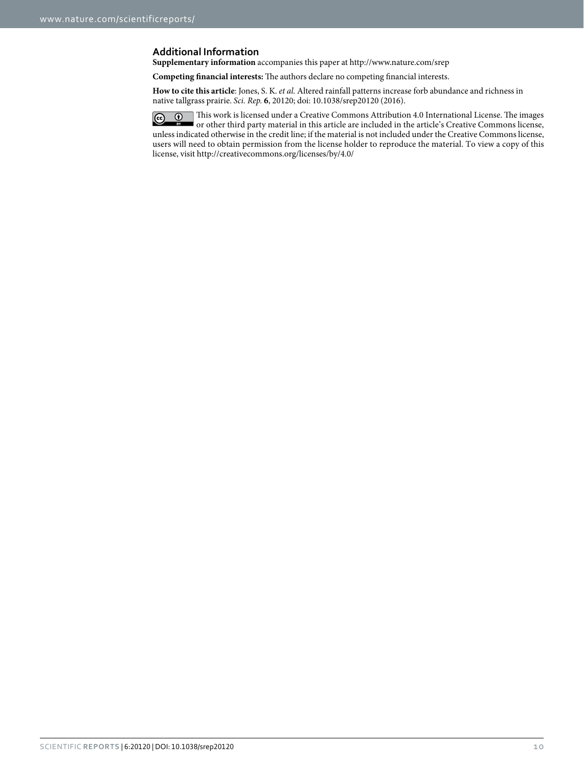## Additional Information

**Supplementary information** accompanies this paper at http://www.nature.com/srep

**Competing financial interests:** The authors declare no competing financial interests.

**How to cite this article**: Jones, S. K. *et al.* Altered rainfall patterns increase forb abundance and richness in native tallgrass prairie. *Sci. Rep.* **6**, 20120; doi: 10.1038/srep20120 (2016).

This work is licensed under a Creative Commons Attribution 4.0 International License. The images or other third party material in this article are included in the article's Creative Commons license, unless indicated otherwise in the credit line; if the material is not included under the Creative Commons license, users will need to obtain permission from the license holder to reproduce the material. To view a copy of this license, visit http://creativecommons.org/licenses/by/4.0/